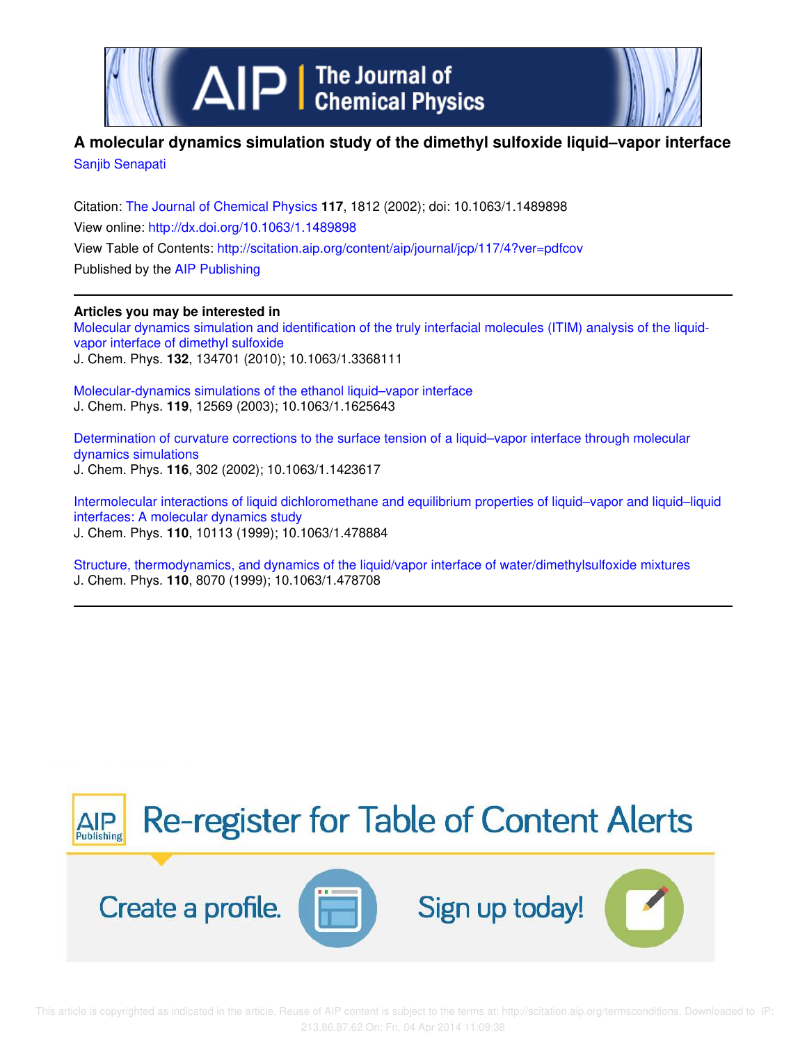# A molecular dynamics simulation study of the dimethyl sulfoxide liquid–vapor interface

Sanjib Senapati

Citation: The Journal of Chemical Physics **117**, 1812 (2002); doi: 10.1063/1.1489898

View online: http://dx.doi.org/10.1063/1.1489898

View Table of Contents: http://scitation.aip.org/content/aip/journal/jcp/117/4?ver=pdfcov

Published by the AIP Publishing

---

**Articles you may be interested in**

Molecular dynamics simulation and identification of the truly interfacial molecules (ITIM) analysis of the liquid-vapor interface of dimethyl sulfoxide
J. Chem. Phys. **132**, 134701 (2010); 10.1063/1.3368111

Molecular-dynamics simulations of the ethanol liquid–vapor interface
J. Chem. Phys. **119**, 12569 (2003); 10.1063/1.1625643

Determination of curvature corrections to the surface tension of a liquid–vapor interface through molecular dynamics simulations
J. Chem. Phys. **116**, 302 (2002); 10.1063/1.1423617

Intermolecular interactions of liquid dichloromethane and equilibrium properties of liquid–vapor and liquid–liquid interfaces: A molecular dynamics study
J. Chem. Phys. **110**, 10113 (1999); 10.1063/1.478884

Structure, thermodynamics, and dynamics of the liquid/vapor interface of water/dimethylsulfoxide mixtures
J. Chem. Phys. **110**, 8070 (1999); 10.1063/1.478708

---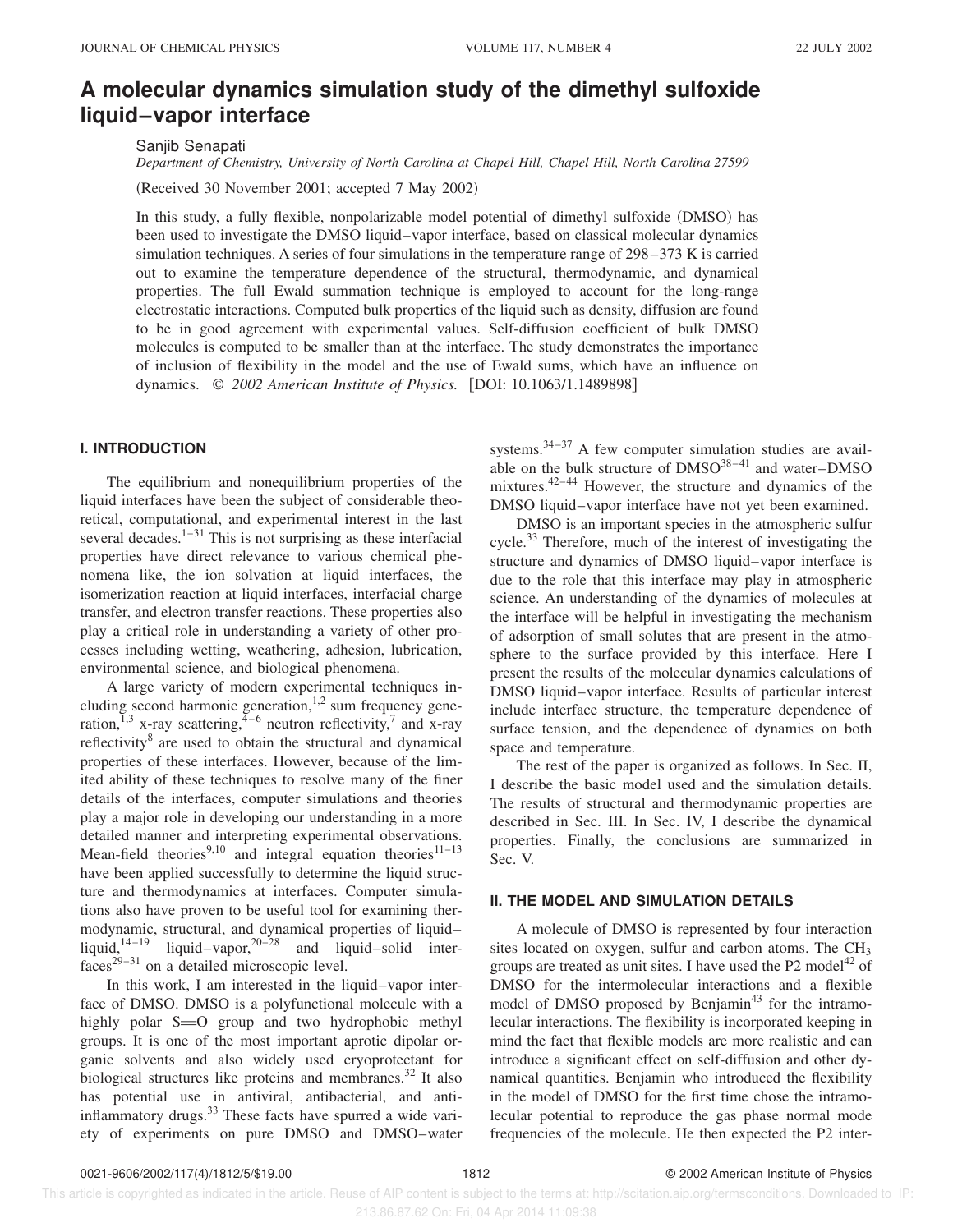# A molecular dynamics simulation study of the dimethyl sulfoxide liquid–vapor interface

Sanjib Senapati

*Department of Chemistry, University of North Carolina at Chapel Hill, Chapel Hill, North Carolina 27599*

(Received 30 November 2001; accepted 7 May 2002)

In this study, a fully flexible, nonpolarizable model potential of dimethyl sulfoxide (DMSO) has been used to investigate the DMSO liquid–vapor interface, based on classical molecular dynamics simulation techniques. A series of four simulations in the temperature range of 298–373 K is carried out to examine the temperature dependence of the structural, thermodynamic, and dynamical properties. The full Ewald summation technique is employed to account for the long-range electrostatic interactions. Computed bulk properties of the liquid such as density, diffusion are found to be in good agreement with experimental values. Self-diffusion coefficient of bulk DMSO molecules is computed to be smaller than at the interface. The study demonstrates the importance of inclusion of flexibility in the model and the use of Ewald sums, which have an influence on dynamics. © *2002 American Institute of Physics.* [DOI: 10.1063/1.1489898]

## I. INTRODUCTION

The equilibrium and nonequilibrium properties of the liquid interfaces have been the subject of considerable theoretical, computational, and experimental interest in the last several decades.[1–31] This is not surprising as these interfacial properties have direct relevance to various chemical phenomena like, the ion solvation at liquid interfaces, the isomerization reaction at liquid interfaces, interfacial charge transfer, and electron transfer reactions. These properties also play a critical role in understanding a variety of other processes including wetting, weathering, adhesion, lubrication, environmental science, and biological phenomena.

A large variety of modern experimental techniques including second harmonic generation,[1,2] sum frequency generation,[1,3] x-ray scattering,[4–6] neutron reflectivity,[7] and x-ray reflectivity[8] are used to obtain the structural and dynamical properties of these interfaces. However, because of the limited ability of these techniques to resolve many of the finer details of the interfaces, computer simulations and theories play a major role in developing our understanding in a more detailed manner and interpreting experimental observations. Mean-field theories[9,10] and integral equation theories[11–13] have been applied successfully to determine the liquid structure and thermodynamics at interfaces. Computer simulations also have proven to be useful tool for examining thermodynamic, structural, and dynamical properties of liquid–liquid,[14–19] liquid–vapor,[20–28] and liquid–solid interfaces[29–31] on a detailed microscopic level.

In this work, I am interested in the liquid–vapor interface of DMSO. DMSO is a polyfunctional molecule with a highly polar S=O group and two hydrophobic methyl groups. It is one of the most important aprotic dipolar organic solvents and also widely used cryoprotectant for biological structures like proteins and membranes.[32] It also has potential use in antiviral, antibacterial, and anti-inflammatory drugs.[33] These facts have spurred a wide variety of experiments on pure DMSO and DMSO–water systems.[34–37] A few computer simulation studies are available on the bulk structure of DMSO[38–41] and water–DMSO mixtures.[42–44] However, the structure and dynamics of the DMSO liquid–vapor interface have not yet been examined.

DMSO is an important species in the atmospheric sulfur cycle.[33] Therefore, much of the interest of investigating the structure and dynamics of DMSO liquid–vapor interface is due to the role that this interface may play in atmospheric science. An understanding of the dynamics of molecules at the interface will be helpful in investigating the mechanism of adsorption of small solutes that are present in the atmosphere to the surface provided by this interface. Here I present the results of the molecular dynamics calculations of DMSO liquid–vapor interface. Results of particular interest include interface structure, the temperature dependence of surface tension, and the dependence of dynamics on both space and temperature.

The rest of the paper is organized as follows. In Sec. II, I describe the basic model used and the simulation details. The results of structural and thermodynamic properties are described in Sec. III. In Sec. IV, I describe the dynamical properties. Finally, the conclusions are summarized in Sec. V.

## II. THE MODEL AND SIMULATION DETAILS

A molecule of DMSO is represented by four interaction sites located on oxygen, sulfur and carbon atoms. The $CH_3$ groups are treated as unit sites. I have used the P2 model[42] of DMSO for the intermolecular interactions and a flexible model of DMSO proposed by Benjamin[43] for the intramolecular interactions. The flexibility is incorporated keeping in mind the fact that flexible models are more realistic and can introduce a significant effect on self-diffusion and other dynamical quantities. Benjamin who introduced the flexibility in the model of DMSO for the first time chose the intramolecular potential to reproduce the gas phase normal mode frequencies of the molecule. He then expected the P2 inter-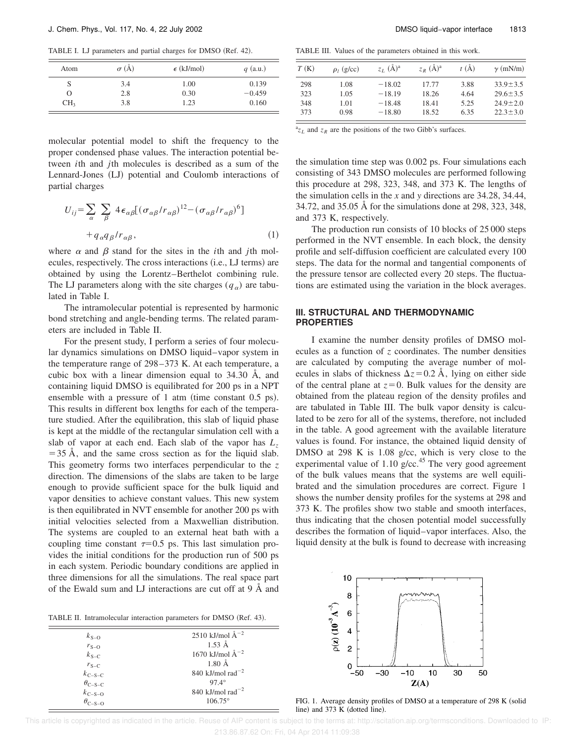TABLE I. LJ parameters and partial charges for DMSO (Ref. 42).

| Atom | $\sigma$ (Å) | $\epsilon$ (kJ/mol) | $q$ (a.u.) |
|---|---|---|---|
| S | 3.4 | 1.00 | 0.139 |
| O | 2.8 | 0.30 | −0.459 |
| $CH_3$ | 3.8 | 1.23 | 0.160 |

molecular potential model to shift the frequency to the proper condensed phase values. The interaction potential between $i$th and $j$th molecules is described as a sum of the Lennard-Jones (LJ) potential and Coulomb interactions of partial charges

$$U_{ij}=\sum_{\alpha}\sum_{\beta} 4\epsilon_{\alpha\beta}[(\sigma_{\alpha\beta}/r_{\alpha\beta})^{12}-(\sigma_{\alpha\beta}/r_{\alpha\beta})^{6}] + q_{\alpha}q_{\beta}/r_{\alpha\beta}, \tag{1}$$

where $\alpha$ and $\beta$ stand for the sites in the $i$th and $j$th molecules, respectively. The cross interactions (i.e., LJ terms) are obtained by using the Lorentz–Berthelot combining rule. The LJ parameters along with the site charges ($q_\alpha$) are tabulated in Table I.

The intramolecular potential is represented by harmonic bond stretching and angle-bending terms. The related parameters are included in Table II.

For the present study, I perform a series of four molecular dynamics simulations on DMSO liquid–vapor system in the temperature range of 298–373 K. At each temperature, a cubic box with a linear dimension equal to 34.30 Å, and containing liquid DMSO is equilibrated for 200 ps in a NPT ensemble with a pressure of 1 atm (time constant 0.5 ps). This results in different box lengths for each of the temperature studied. After the equilibration, this slab of liquid phase is kept at the middle of the rectangular simulation cell with a slab of vapor at each end. Each slab of the vapor has $L_z = 35$ Å, and the same cross section as for the liquid slab. This geometry forms two interfaces perpendicular to the $z$ direction. The dimensions of the slabs are taken to be large enough to provide sufficient space for the bulk liquid and vapor densities to achieve constant values. This new system is then equilibrated in NVT ensemble for another 200 ps with initial velocities selected from a Maxwellian distribution. The systems are coupled to an external heat bath with a coupling time constant $\tau=0.5$ ps. This last simulation provides the initial conditions for the production run of 500 ps in each system. Periodic boundary conditions are applied in three dimensions for all the simulations. The real space part of the Ewald sum and LJ interactions are cut off at 9 Å and

TABLE II. Intramolecular interaction parameters for DMSO (Ref. 43).

| | |
|---|---|
| $k_{S-O}$ | 2510 kJ/mol Å$^{-2}$ |
| $r_{S-O}$ | 1.53 Å |
| $k_{S-C}$ | 1670 kJ/mol Å$^{-2}$ |
| $r_{S-C}$ | 1.80 Å |
| $k_{C-S-C}$ | 840 kJ/mol rad$^{-2}$ |
| $\theta_{C-S-C}$ | 97.4° |
| $k_{C-S-O}$ | 840 kJ/mol rad$^{-2}$ |
| $\theta_{C-S-O}$ | 106.75° |

TABLE III. Values of the parameters obtained in this work.

| $T$ (K) | $\rho_l$ (g/cc) | $z_L$ (Å)[a] | $z_R$ (Å)[a] | $t$ (Å) | $\gamma$ (mN/m) |
|---|---|---|---|---|---|
| 298 | 1.08 | −18.02 | 17.77 | 3.88 | 33.9±3.5 |
| 323 | 1.05 | −18.19 | 18.26 | 4.64 | 29.6±3.5 |
| 348 | 1.01 | −18.48 | 18.41 | 5.25 | 24.9±2.0 |
| 373 | 0.98 | −18.80 | 18.52 | 6.35 | 22.3±3.0 |

[a] $z_L$ and $z_R$ are the positions of the two Gibb's surfaces.

the simulation time step was 0.002 ps. Four simulations each consisting of 343 DMSO molecules are performed following this procedure at 298, 323, 348, and 373 K. The lengths of the simulation cells in the $x$ and $y$ directions are 34.28, 34.44, 34.72, and 35.05 Å for the simulations done at 298, 323, 348, and 373 K, respectively.

The production run consists of 10 blocks of 25 000 steps performed in the NVT ensemble. In each block, the density profile and self-diffusion coefficient are calculated every 100 steps. The data for the normal and tangential components of the pressure tensor are collected every 20 steps. The fluctuations are estimated using the variation in the block averages.

## III. STRUCTURAL AND THERMODYNAMIC PROPERTIES

I examine the number density profiles of DMSO molecules as a function of $z$ coordinates. The number densities are calculated by computing the average number of molecules in slabs of thickness $\Delta z = 0.2$ Å, lying on either side of the central plane at $z=0$. Bulk values for the density are obtained from the plateau region of the density profiles and are tabulated in Table III. The bulk vapor density is calculated to be zero for all of the systems, therefore, not included in the table. A good agreement with the available literature values is found. For instance, the obtained liquid density of DMSO at 298 K is 1.08 g/cc, which is very close to the experimental value of 1.10 g/cc.[45] The very good agreement of the bulk values means that the systems are well equilibrated and the simulation procedures are correct. Figure 1 shows the number density profiles for the systems at 298 and 373 K. The profiles show two stable and smooth interfaces, thus indicating that the chosen potential model successfully describes the formation of liquid–vapor interfaces. Also, the liquid density at the bulk is found to decrease with increasing

FIG. 1. Average density profiles of DMSO at a temperature of 298 K (solid line) and 373 K (dotted line).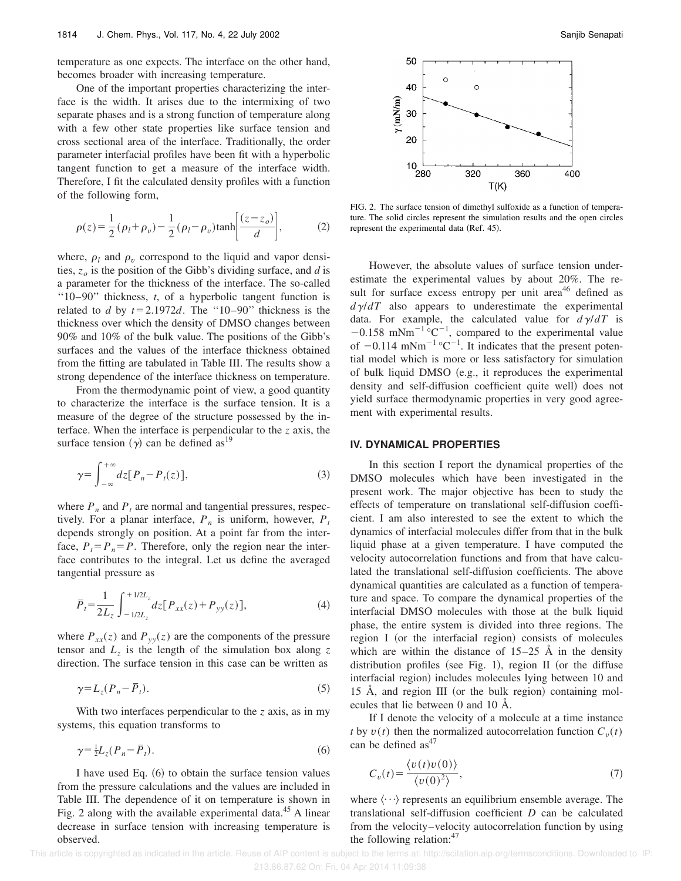temperature as one expects. The interface on the other hand, becomes broader with increasing temperature.

One of the important properties characterizing the interface is the width. It arises due to the intermixing of two separate phases and is a strong function of temperature along with a few other state properties like surface tension and cross sectional area of the interface. Traditionally, the order parameter interfacial profiles have been fit with a hyperbolic tangent function to get a measure of the interface width. Therefore, I fit the calculated density profiles with a function of the following form,

$$\rho(z)=\frac{1}{2}(\rho_l+\rho_v)-\frac{1}{2}(\rho_l-\rho_v)\tanh\left[\frac{(z-z_o)}{d}\right], \tag{2}$$

where, $\rho_l$ and $\rho_v$ correspond to the liquid and vapor densities, $z_o$ is the position of the Gibb's dividing surface, and $d$ is a parameter for the thickness of the interface. The so-called "10–90" thickness, $t$, of a hyperbolic tangent function is related to $d$ by $t=2.1972d$. The "10–90" thickness is the thickness over which the density of DMSO changes between 90% and 10% of the bulk value. The positions of the Gibb's surfaces and the values of the interface thickness obtained from the fitting are tabulated in Table III. The results show a strong dependence of the interface thickness on temperature.

From the thermodynamic point of view, a good quantity to characterize the interface is the surface tension. It is a measure of the degree of the structure possessed by the interface. When the interface is perpendicular to the $z$ axis, the surface tension ($\gamma$) can be defined as[19]

$$\gamma=\int_{-\infty}^{+\infty}dz[P_n-P_t(z)], \tag{3}$$

where $P_n$ and $P_t$ are normal and tangential pressures, respectively. For a planar interface, $P_n$ is uniform, however, $P_t$ depends strongly on position. At a point far from the interface, $P_t=P_n=P$. Therefore, only the region near the interface contributes to the integral. Let us define the averaged tangential pressure as

$$\bar{P}_t=\frac{1}{2L_z}\int_{-1/2L_z}^{+1/2L_z}dz[P_{xx}(z)+P_{yy}(z)], \tag{4}$$

where $P_{xx}(z)$ and $P_{yy}(z)$ are the components of the pressure tensor and $L_z$ is the length of the simulation box along $z$ direction. The surface tension in this case can be written as

$$\gamma=L_z(P_n-\bar{P}_t). \tag{5}$$

With two interfaces perpendicular to the $z$ axis, as in my systems, this equation transforms to

$$\gamma=\tfrac{1}{2}L_z(P_n-\bar{P}_t). \tag{6}$$

I have used Eq. (6) to obtain the surface tension values from the pressure calculations and the values are included in Table III. The dependence of it on temperature is shown in Fig. 2 along with the available experimental data.[45] A linear decrease in surface tension with increasing temperature is observed.

FIG. 2. The surface tension of dimethyl sulfoxide as a function of temperature. The solid circles represent the simulation results and the open circles represent the experimental data (Ref. 45).

However, the absolute values of surface tension underestimate the experimental values by about 20%. The result for surface excess entropy per unit area[46] defined as $d\gamma/dT$ also appears to underestimate the experimental data. For example, the calculated value for $d\gamma/dT$ is $-0.158\ \mathrm{mNm^{-1}\,{}^{\circ}C^{-1}}$, compared to the experimental value of $-0.114\ \mathrm{mNm^{-1}\,{}^{\circ}C^{-1}}$. It indicates that the present potential model which is more or less satisfactory for simulation of bulk liquid DMSO (e.g., it reproduces the experimental density and self-diffusion coefficient quite well) does not yield surface thermodynamic properties in very good agreement with experimental results.

## IV. DYNAMICAL PROPERTIES

In this section I report the dynamical properties of the DMSO molecules which have been investigated in the present work. The major objective has been to study the effects of temperature on translational self-diffusion coefficient. I am also interested to see the extent to which the dynamics of interfacial molecules differ from that in the bulk liquid phase at a given temperature. I have computed the velocity autocorrelation functions and from that have calculated the translational self-diffusion coefficients. The above dynamical quantities are calculated as a function of temperature and space. To compare the dynamical properties of the interfacial DMSO molecules with those at the bulk liquid phase, the entire system is divided into three regions. The region I (or the interfacial region) consists of molecules which are within the distance of 15–25 Å in the density distribution profiles (see Fig. 1), region II (or the diffuse interfacial region) includes molecules lying between 10 and 15 Å, and region III (or the bulk region) containing molecules that lie between 0 and 10 Å.

If I denote the velocity of a molecule at a time instance $t$ by $v(t)$ then the normalized autocorrelation function $C_v(t)$ can be defined as[47]

$$C_v(t)=\frac{\langle v(t)v(0)\rangle}{\langle v(0)^2\rangle}, \tag{7}$$

where $\langle\cdots\rangle$ represents an equilibrium ensemble average. The translational self-diffusion coefficient $D$ can be calculated from the velocity–velocity autocorrelation function by using the following relation:[47]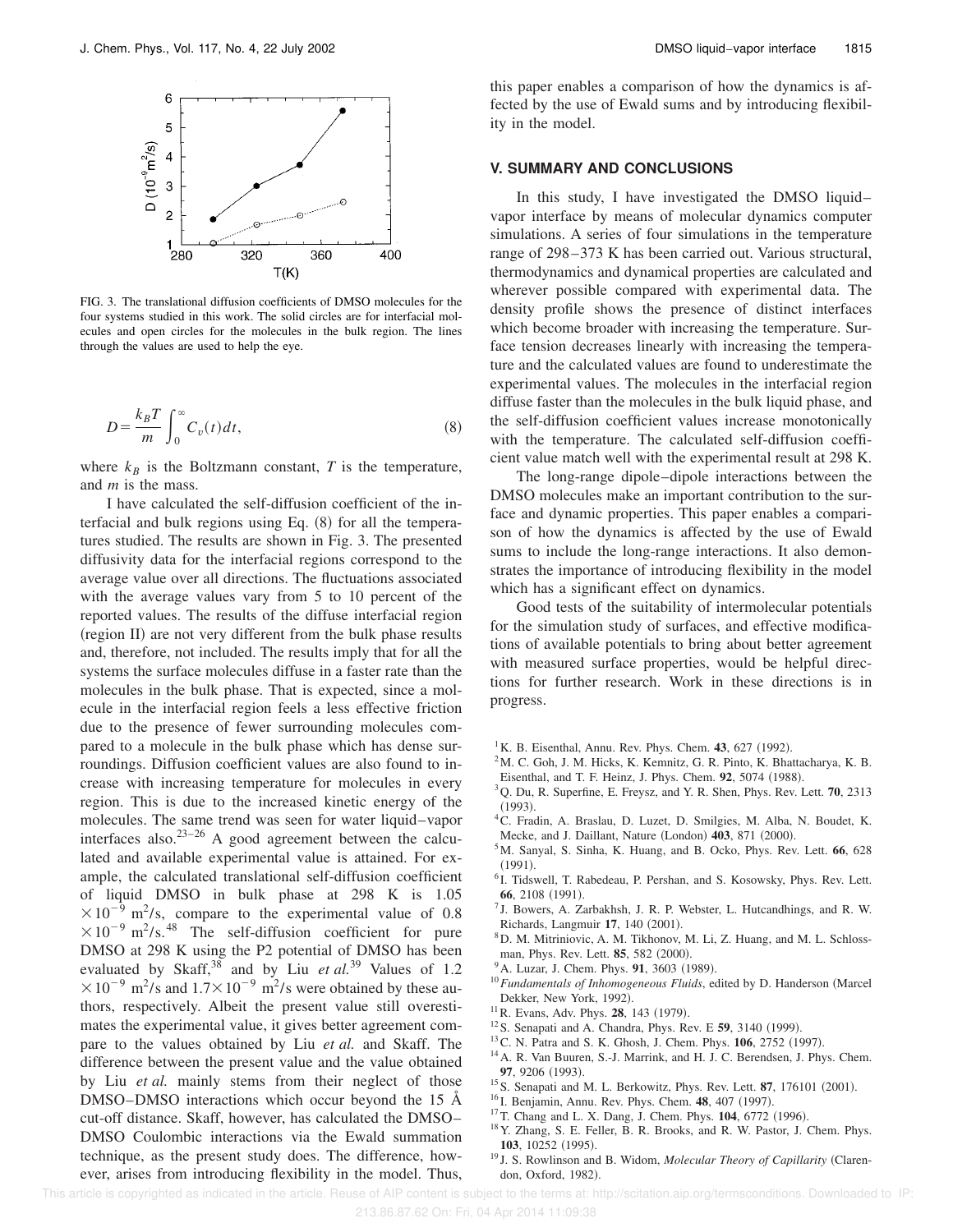FIG. 3. The translational diffusion coefficients of DMSO molecules for the four systems studied in this work. The solid circles are for interfacial molecules and open circles for the molecules in the bulk region. The lines through the values are used to help the eye.

$$D = \frac{k_B T}{m} \int_0^\infty C_v(t) dt, \tag{8}$$

where $k_B$ is the Boltzmann constant, $T$ is the temperature, and $m$ is the mass.

I have calculated the self-diffusion coefficient of the interfacial and bulk regions using Eq. (8) for all the temperatures studied. The results are shown in Fig. 3. The presented diffusivity data for the interfacial regions correspond to the average value over all directions. The fluctuations associated with the average values vary from 5 to 10 percent of the reported values. The results of the diffuse interfacial region (region II) are not very different from the bulk phase results and, therefore, not included. The results imply that for all the systems the surface molecules diffuse in a faster rate than the molecules in the bulk phase. That is expected, since a molecule in the interfacial region feels a less effective friction due to the presence of fewer surrounding molecules compared to a molecule in the bulk phase which has dense surroundings. Diffusion coefficient values are also found to increase with increasing temperature for molecules in every region. This is due to the increased kinetic energy of the molecules. The same trend was seen for water liquid–vapor interfaces also.[23–26] A good agreement between the calculated and available experimental value is attained. For example, the calculated translational self-diffusion coefficient of liquid DMSO in bulk phase at 298 K is $1.05 \times 10^{-9}$ m$^2$/s, compare to the experimental value of $0.8 \times 10^{-9}$ m$^2$/s.[48] The self-diffusion coefficient for pure DMSO at 298 K using the P2 potential of DMSO has been evaluated by Skaff,[38] and by Liu *et al.*[39] Values of $1.2 \times 10^{-9}$ m$^2$/s and $1.7 \times 10^{-9}$ m$^2$/s were obtained by these authors, respectively. Albeit the present value still overestimates the experimental value, it gives better agreement compare to the values obtained by Liu *et al.* and Skaff. The difference between the present value and the value obtained by Liu *et al.* mainly stems from their neglect of those DMSO–DMSO interactions which occur beyond the 15 Å cut-off distance. Skaff, however, has calculated the DMSO–DMSO Coulombic interactions via the Ewald summation technique, as the present study does. The difference, however, arises from introducing flexibility in the model. Thus, this paper enables a comparison of how the dynamics is affected by the use of Ewald sums and by introducing flexibility in the model.

## V. SUMMARY AND CONCLUSIONS

In this study, I have investigated the DMSO liquid–vapor interface by means of molecular dynamics computer simulations. A series of four simulations in the temperature range of 298–373 K has been carried out. Various structural, thermodynamics and dynamical properties are calculated and wherever possible compared with experimental data. The density profile shows the presence of distinct interfaces which become broader with increasing the temperature. Surface tension decreases linearly with increasing the temperature and the calculated values are found to underestimate the experimental values. The molecules in the interfacial region diffuse faster than the molecules in the bulk liquid phase, and the self-diffusion coefficient values increase monotonically with the temperature. The calculated self-diffusion coefficient value match well with the experimental result at 298 K.

The long-range dipole–dipole interactions between the DMSO molecules make an important contribution to the surface and dynamic properties. This paper enables a comparison of how the dynamics is affected by the use of Ewald sums to include the long-range interactions. It also demonstrates the importance of introducing flexibility in the model which has a significant effect on dynamics.

Good tests of the suitability of intermolecular potentials for the simulation study of surfaces, and effective modifications of available potentials to bring about better agreement with measured surface properties, would be helpful directions for further research. Work in these directions is in progress.

[1] K. B. Eisenthal, Annu. Rev. Phys. Chem. **43**, 627 (1992).
[2] M. C. Goh, J. M. Hicks, K. Kemnitz, G. R. Pinto, K. Bhattacharya, K. B. Eisenthal, and T. F. Heinz, J. Phys. Chem. **92**, 5074 (1988).
[3] Q. Du, R. Superfine, E. Freysz, and Y. R. Shen, Phys. Rev. Lett. **70**, 2313 (1993).
[4] C. Fradin, A. Braslau, D. Luzet, D. Smilgies, M. Alba, N. Boudet, K. Mecke, and J. Daillant, Nature (London) **403**, 871 (2000).
[5] M. Sanyal, S. Sinha, K. Huang, and B. Ocko, Phys. Rev. Lett. **66**, 628 (1991).
[6] I. Tidswell, T. Rabedeau, P. Pershan, and S. Kosowsky, Phys. Rev. Lett. **66**, 2108 (1991).
[7] J. Bowers, A. Zarbakhsh, J. R. P. Webster, L. Hutcandhings, and R. W. Richards, Langmuir **17**, 140 (2001).
[8] D. M. Mitriniovic, A. M. Tikhonov, M. Li, Z. Huang, and M. L. Schlossman, Phys. Rev. Lett. **85**, 582 (2000).
[9] A. Luzar, J. Chem. Phys. **91**, 3603 (1989).
[10] *Fundamentals of Inhomogeneous Fluids*, edited by D. Handerson (Marcel Dekker, New York, 1992).
[11] R. Evans, Adv. Phys. **28**, 143 (1979).
[12] S. Senapati and A. Chandra, Phys. Rev. E **59**, 3140 (1999).
[13] C. N. Patra and S. K. Ghosh, J. Chem. Phys. **106**, 2752 (1997).
[14] A. R. Van Buuren, S.-J. Marrink, and H. J. C. Berendsen, J. Phys. Chem. **97**, 9206 (1993).
[15] S. Senapati and M. L. Berkowitz, Phys. Rev. Lett. **87**, 176101 (2001).
[16] I. Benjamin, Annu. Rev. Phys. Chem. **48**, 407 (1997).
[17] T. Chang and L. X. Dang, J. Chem. Phys. **104**, 6772 (1996).
[18] Y. Zhang, S. E. Feller, B. R. Brooks, and R. W. Pastor, J. Chem. Phys. **103**, 10252 (1995).
[19] J. S. Rowlinson and B. Widom, *Molecular Theory of Capillarity* (Clarendon, Oxford, 1982).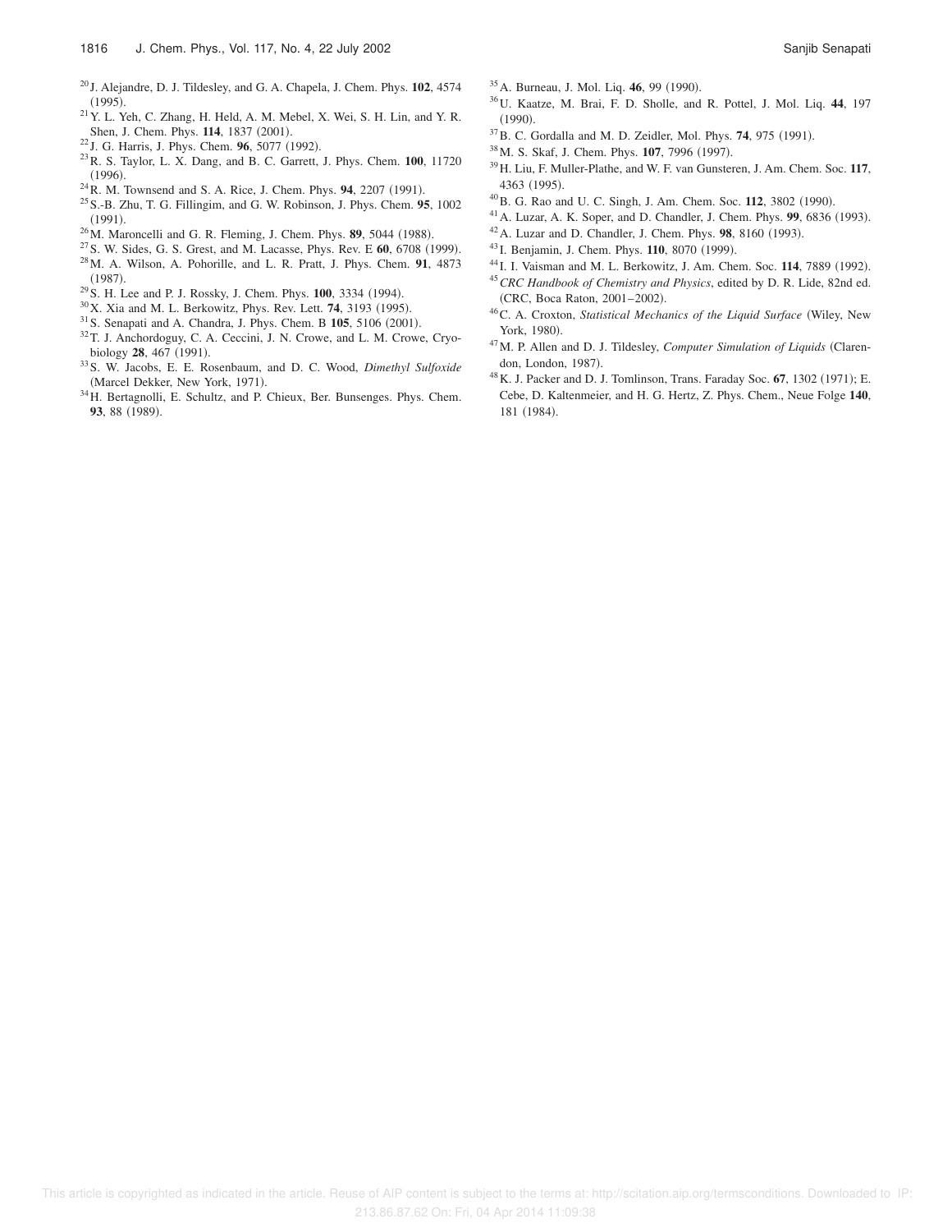[20] J. Alejandre, D. J. Tildesley, and G. A. Chapela, J. Chem. Phys. **102**, 4574 (1995).

[21] Y. L. Yeh, C. Zhang, H. Held, A. M. Mebel, X. Wei, S. H. Lin, and Y. R. Shen, J. Chem. Phys. **114**, 1837 (2001).

[22] J. G. Harris, J. Phys. Chem. **96**, 5077 (1992).

[23] R. S. Taylor, L. X. Dang, and B. C. Garrett, J. Phys. Chem. **100**, 11720 (1996).

[24] R. M. Townsend and S. A. Rice, J. Chem. Phys. **94**, 2207 (1991).

[25] S.-B. Zhu, T. G. Fillingim, and G. W. Robinson, J. Phys. Chem. **95**, 1002 (1991).

[26] M. Maroncelli and G. R. Fleming, J. Chem. Phys. **89**, 5044 (1988).

[27] S. W. Sides, G. S. Grest, and M. Lacasse, Phys. Rev. E **60**, 6708 (1999).

[28] M. A. Wilson, A. Pohorille, and L. R. Pratt, J. Phys. Chem. **91**, 4873 (1987).

[29] S. H. Lee and P. J. Rossky, J. Chem. Phys. **100**, 3334 (1994).

[30] X. Xia and M. L. Berkowitz, Phys. Rev. Lett. **74**, 3193 (1995).

[31] S. Senapati and A. Chandra, J. Phys. Chem. B **105**, 5106 (2001).

[32] T. J. Anchordoguy, C. A. Ceccini, J. N. Crowe, and L. M. Crowe, Cryobiology **28**, 467 (1991).

[33] S. W. Jacobs, E. E. Rosenbaum, and D. C. Wood, *Dimethyl Sulfoxide* (Marcel Dekker, New York, 1971).

[34] H. Bertagnolli, E. Schultz, and P. Chieux, Ber. Bunsenges. Phys. Chem. **93**, 88 (1989).

[35] A. Burneau, J. Mol. Liq. **46**, 99 (1990).

[36] U. Kaatze, M. Brai, F. D. Sholle, and R. Pottel, J. Mol. Liq. **44**, 197 (1990).

[37] B. C. Gordalla and M. D. Zeidler, Mol. Phys. **74**, 975 (1991).

[38] M. S. Skaf, J. Chem. Phys. **107**, 7996 (1997).

[39] H. Liu, F. Muller-Plathe, and W. F. van Gunsteren, J. Am. Chem. Soc. **117**, 4363 (1995).

[40] B. G. Rao and U. C. Singh, J. Am. Chem. Soc. **112**, 3802 (1990).

[41] A. Luzar, A. K. Soper, and D. Chandler, J. Chem. Phys. **99**, 6836 (1993).

[42] A. Luzar and D. Chandler, J. Chem. Phys. **98**, 8160 (1993).

[43] I. Benjamin, J. Chem. Phys. **110**, 8070 (1999).

[44] I. I. Vaisman and M. L. Berkowitz, J. Am. Chem. Soc. **114**, 7889 (1992).

[45] *CRC Handbook of Chemistry and Physics*, edited by D. R. Lide, 82nd ed. (CRC, Boca Raton, 2001–2002).

[46] C. A. Croxton, *Statistical Mechanics of the Liquid Surface* (Wiley, New York, 1980).

[47] M. P. Allen and D. J. Tildesley, *Computer Simulation of Liquids* (Clarendon, London, 1987).

[48] K. J. Packer and D. J. Tomlinson, Trans. Faraday Soc. **67**, 1302 (1971); E. Cebe, D. Kaltenmeier, and H. G. Hertz, Z. Phys. Chem., Neue Folge **140**, 181 (1984).